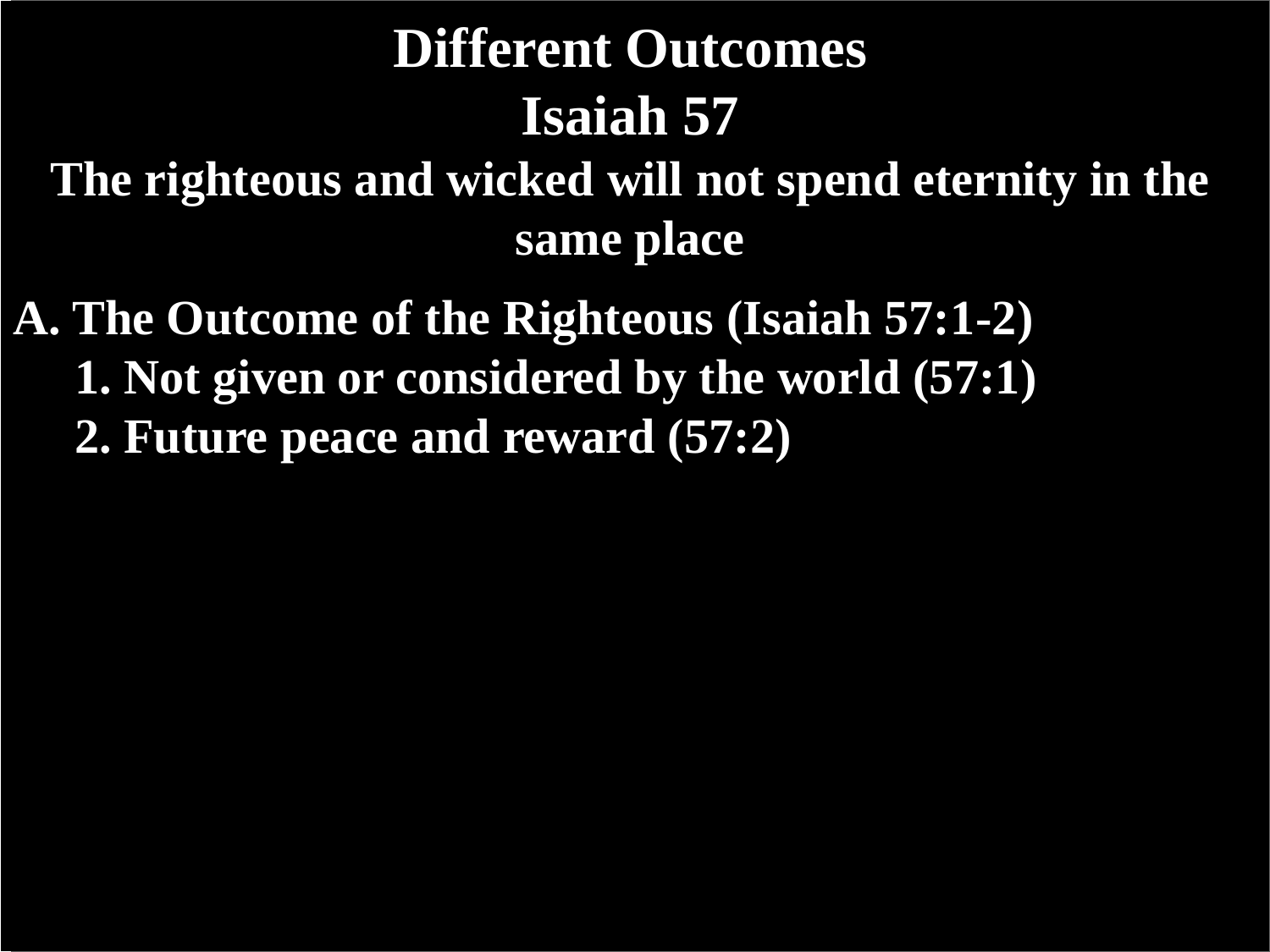# Different Outcomes

## Isaiah 57

### The righteous and wicked will not spend eternity in the same place

**A. The Outcome of the Righteous (Isaiah 57:1-2)**

1. **Not given or considered by the world (57:1)**
2. **Future peace and reward (57:2)**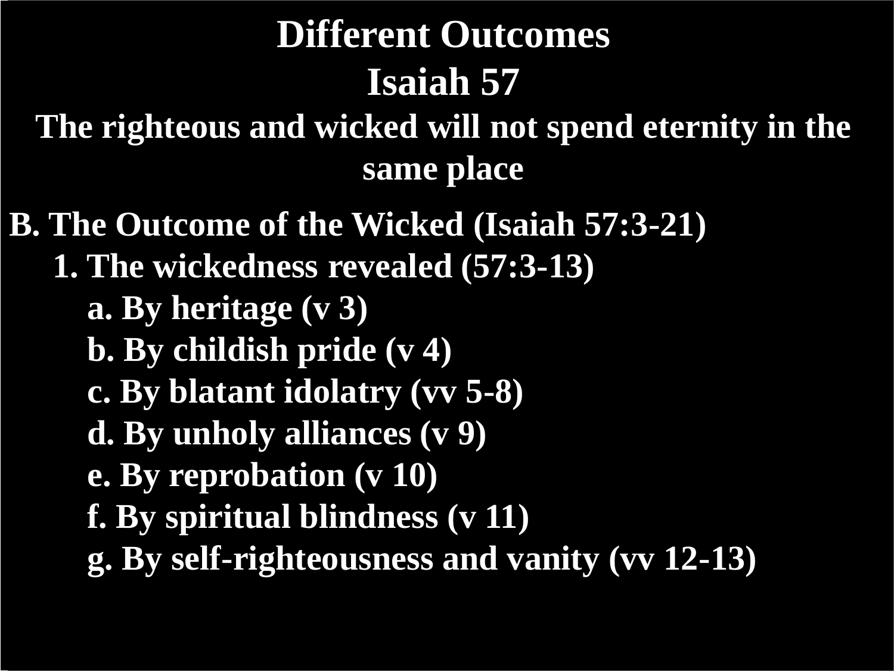# Different Outcomes

## Isaiah 57

### The righteous and wicked will not spend eternity in the same place

**B. The Outcome of the Wicked (Isaiah 57:3-21)**

- **1. The wickedness revealed (57:3-13)**
  - **a. By heritage (v 3)**
  - **b. By childish pride (v 4)**
  - **c. By blatant idolatry (vv 5-8)**
  - **d. By unholy alliances (v 9)**
  - **e. By reprobation (v 10)**
  - **f. By spiritual blindness (v 11)**
  - **g. By self-righteousness and vanity (vv 12-13)**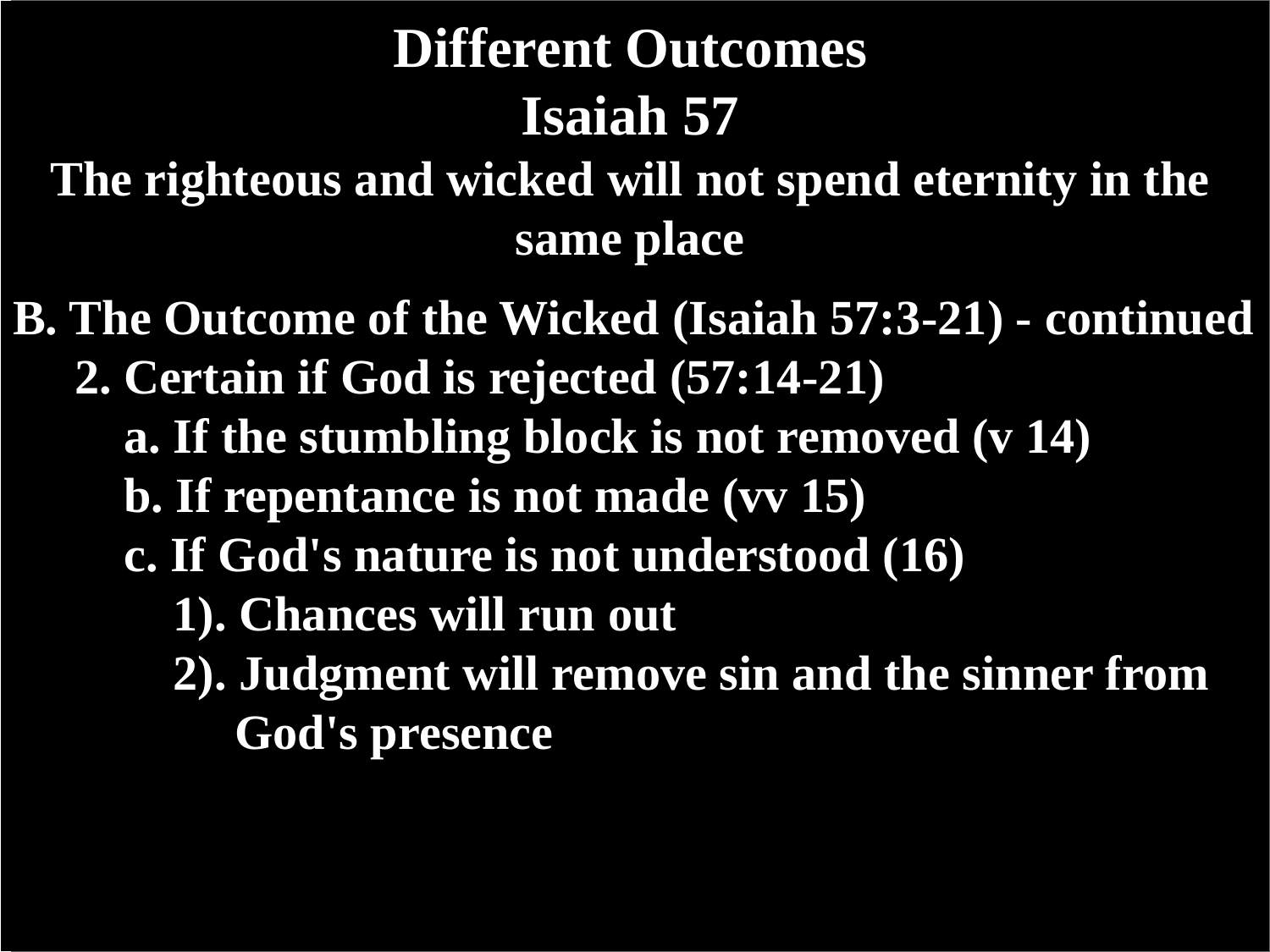# Different Outcomes

## Isaiah 57

### The righteous and wicked will not spend eternity in the same place

**B. The Outcome of the Wicked (Isaiah 57:3-21) - continued**

- **2. Certain if God is rejected (57:14-21)**
  - **a. If the stumbling block is not removed (v 14)**
  - **b. If repentance is not made (vv 15)**
  - **c. If God's nature is not understood (16)**
    - **1). Chances will run out**
    - **2). Judgment will remove sin and the sinner from God's presence**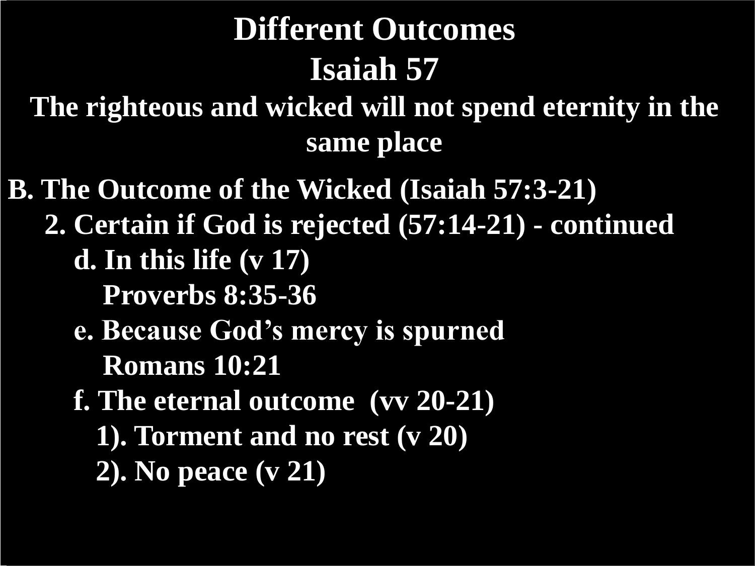# Different Outcomes

## Isaiah 57

### The righteous and wicked will not spend eternity in the same place

**B. The Outcome of the Wicked (Isaiah 57:3-21)**

- **2. Certain if God is rejected (57:14-21) - continued**
  - **d. In this life (v 17)**
    - **Proverbs 8:35-36**
  - **e. Because God's mercy is spurned**
    - **Romans 10:21**
  - **f. The eternal outcome (vv 20-21)**
    - **1). Torment and no rest (v 20)**
    - **2). No peace (v 21)**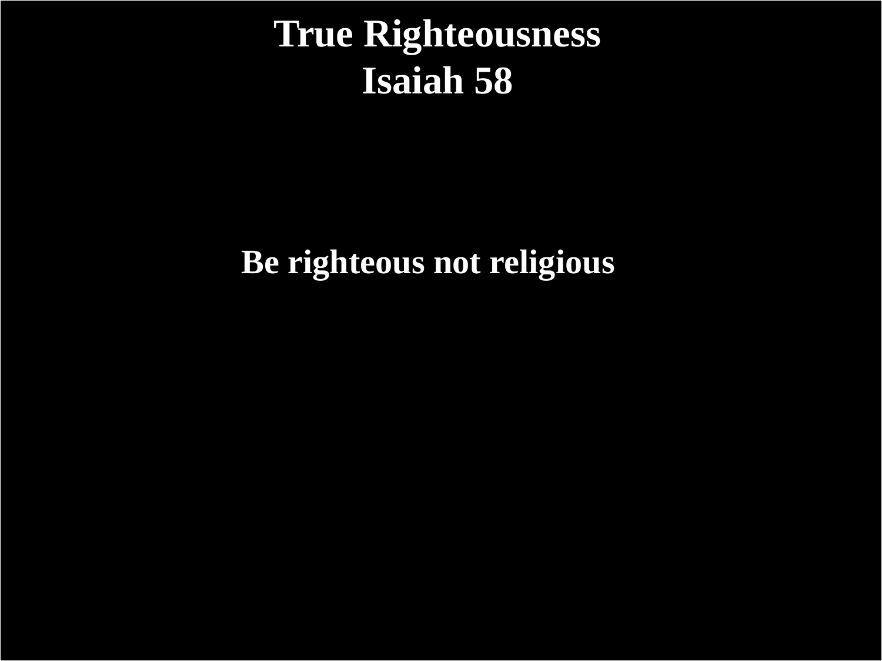# True Righteousness
# Isaiah 58

**Be righteous not religious**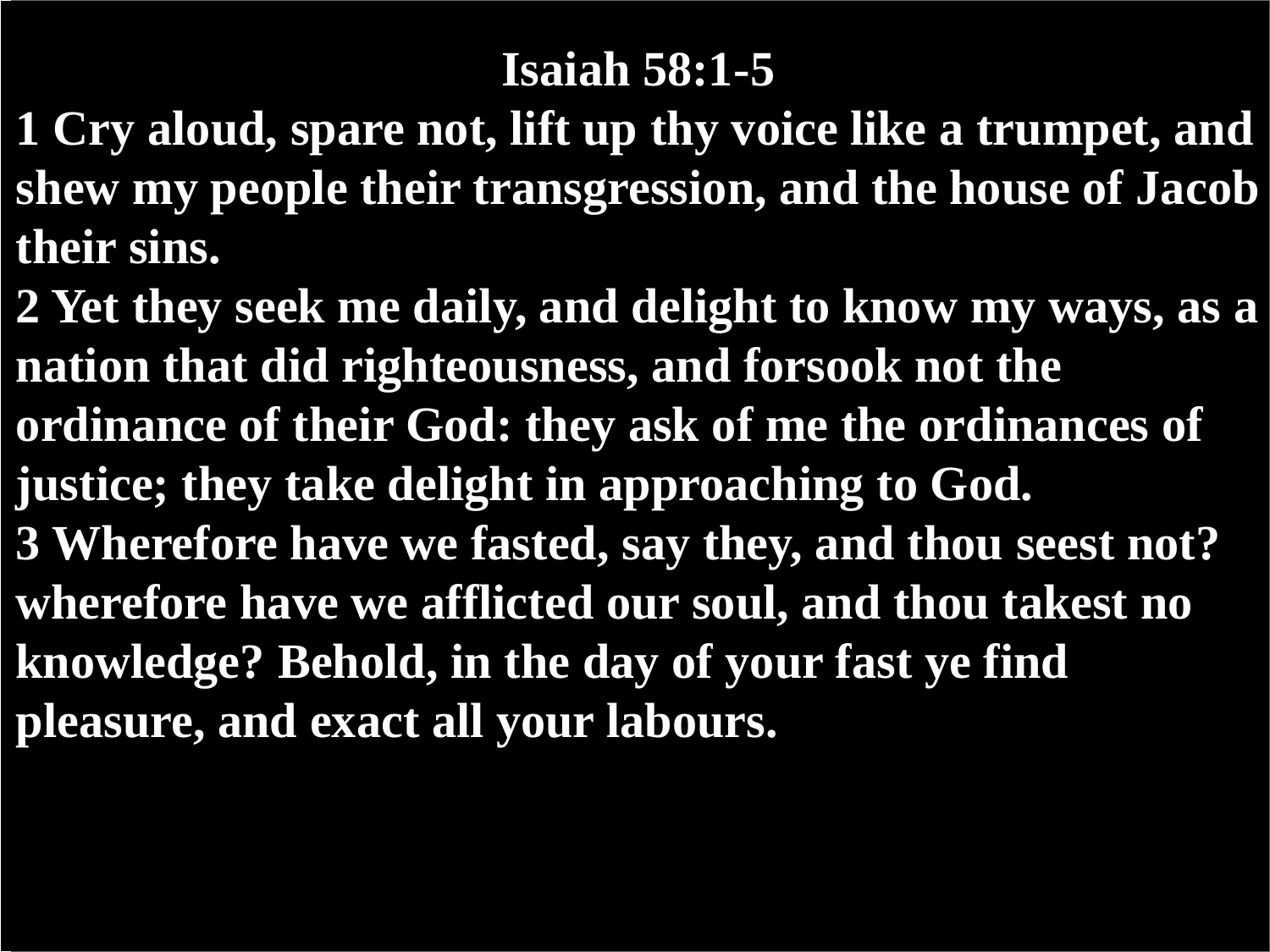**Isaiah 58:1-5**

**1 Cry aloud, spare not, lift up thy voice like a trumpet, and shew my people their transgression, and the house of Jacob their sins.**

**2 Yet they seek me daily, and delight to know my ways, as a nation that did righteousness, and forsook not the ordinance of their God: they ask of me the ordinances of justice; they take delight in approaching to God.**

**3 Wherefore have we fasted, say they, and thou seest not? wherefore have we afflicted our soul, and thou takest no knowledge? Behold, in the day of your fast ye find pleasure, and exact all your labours.**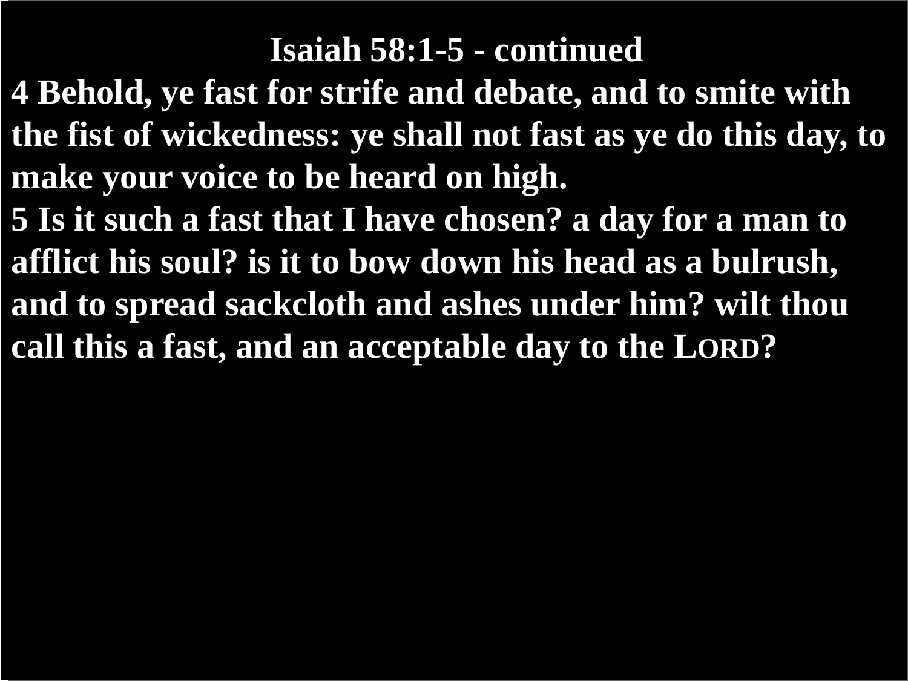**Isaiah 58:1-5 - continued**

**4 Behold, ye fast for strife and debate, and to smite with the fist of wickedness: ye shall not fast as ye do this day, to make your voice to be heard on high.**

**5 Is it such a fast that I have chosen? a day for a man to afflict his soul? is it to bow down his head as a bulrush, and to spread sackcloth and ashes under him? wilt thou call this a fast, and an acceptable day to the LORD?**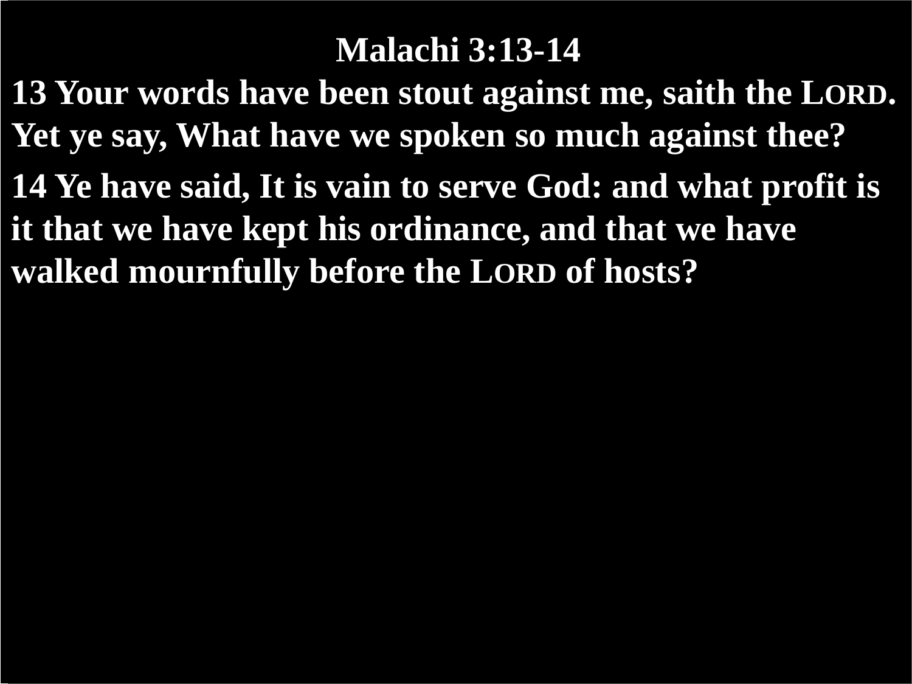**Malachi 3:13-14**

**13 Your words have been stout against me, saith the LORD. Yet ye say, What have we spoken so much against thee?**

**14 Ye have said, It is vain to serve God: and what profit is it that we have kept his ordinance, and that we have walked mournfully before the LORD of hosts?**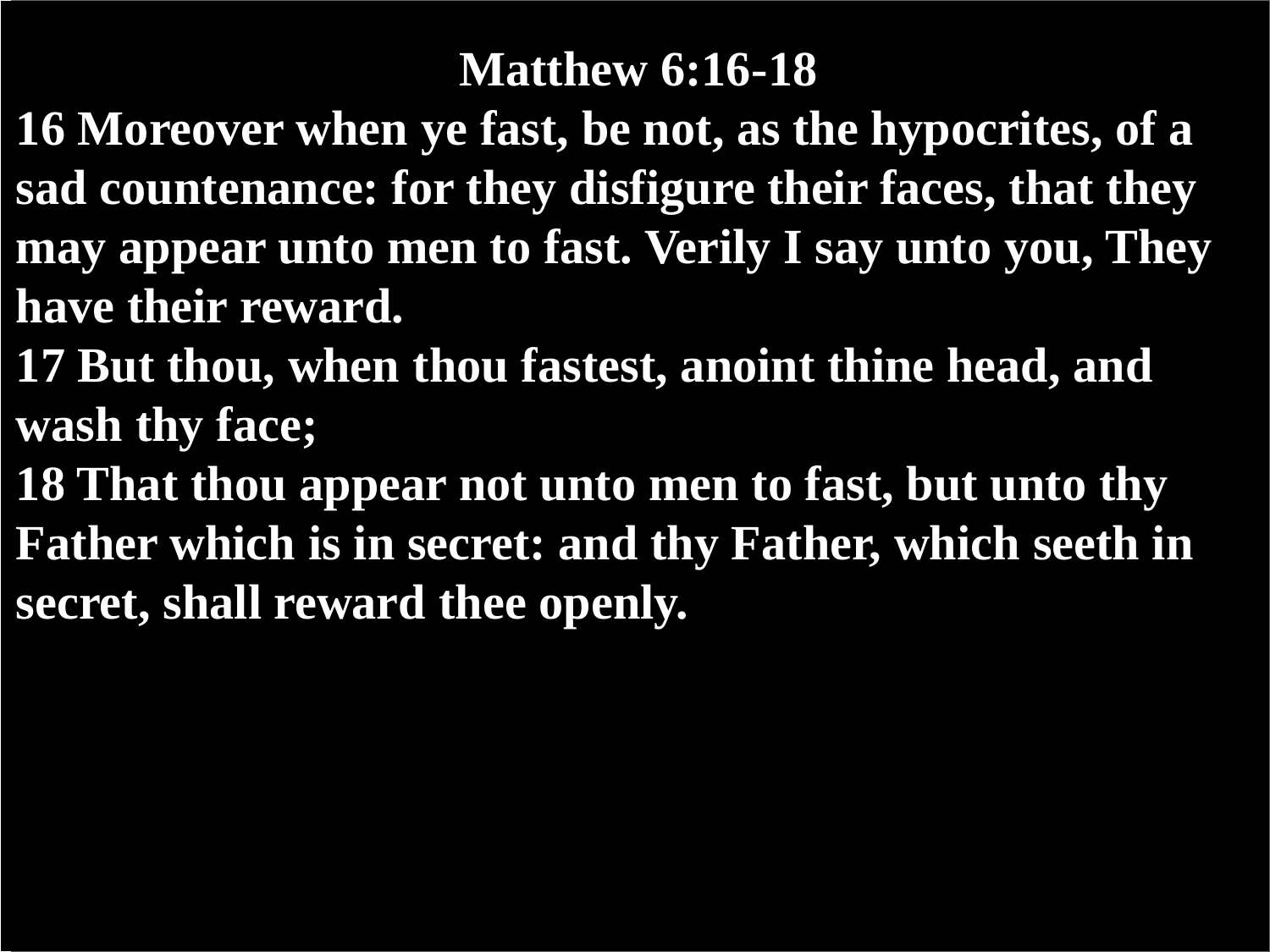# Matthew 6:16-18

**16 Moreover when ye fast, be not, as the hypocrites, of a sad countenance: for they disfigure their faces, that they may appear unto men to fast. Verily I say unto you, They have their reward.**

**17 But thou, when thou fastest, anoint thine head, and wash thy face;**

**18 That thou appear not unto men to fast, but unto thy Father which is in secret: and thy Father, which seeth in secret, shall reward thee openly.**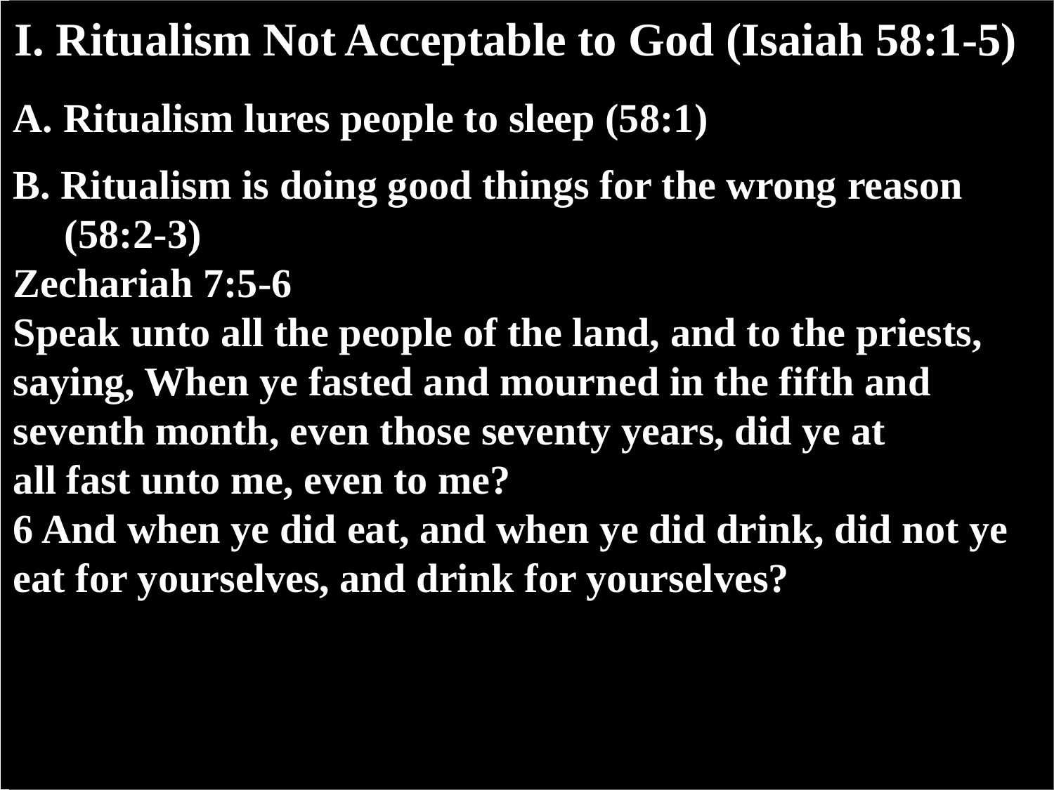# I. Ritualism Not Acceptable to God (Isaiah 58:1-5)

**A. Ritualism lures people to sleep (58:1)**

**B. Ritualism is doing good things for the wrong reason (58:2-3)**

**Zechariah 7:5-6**

**Speak unto all the people of the land, and to the priests, saying, When ye fasted and mourned in the fifth and seventh month, even those seventy years, did ye at all fast unto me, even to me?**

**6 And when ye did eat, and when ye did drink, did not ye eat for yourselves, and drink for yourselves?**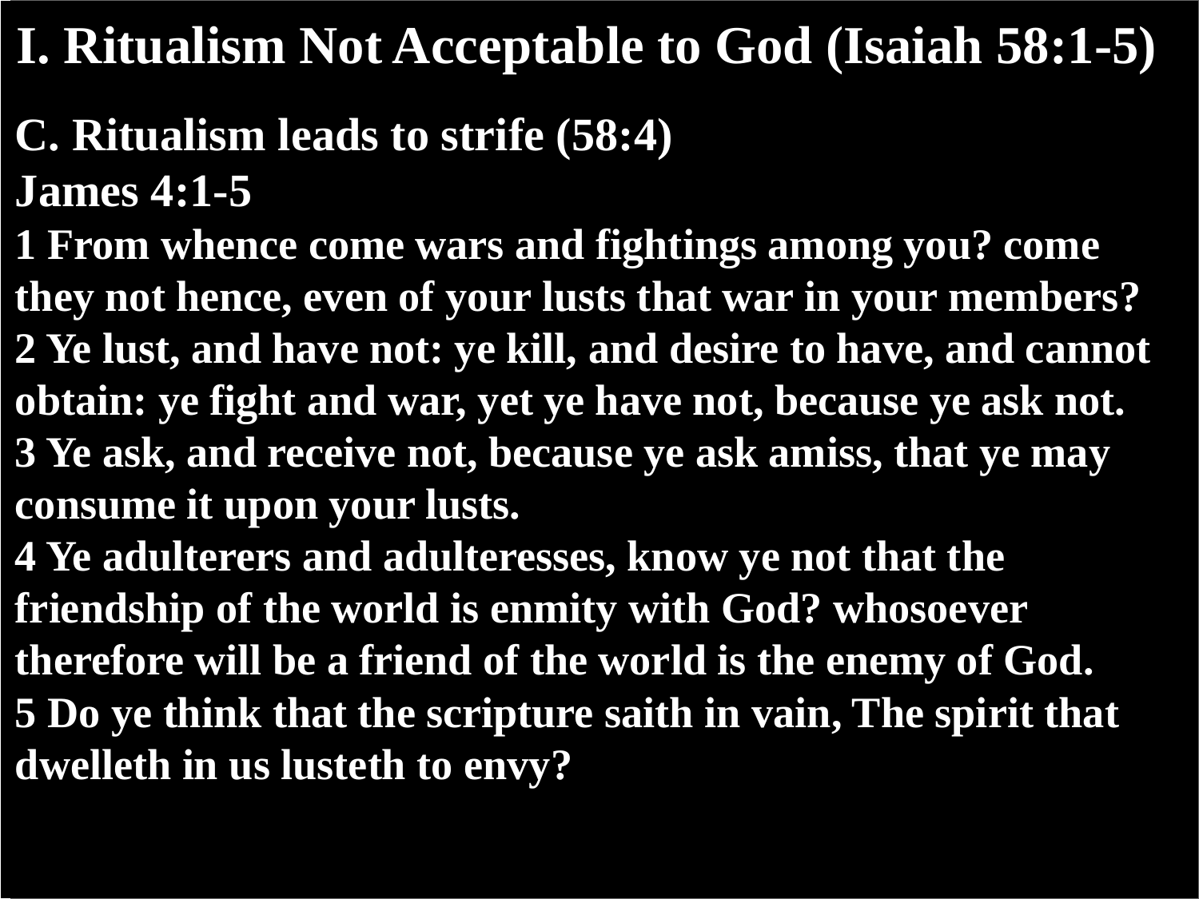# I. Ritualism Not Acceptable to God (Isaiah 58:1-5)

**C. Ritualism leads to strife (58:4)**

**James 4:1-5**

**1 From whence come wars and fightings among you? come they not hence, even of your lusts that war in your members?**

**2 Ye lust, and have not: ye kill, and desire to have, and cannot obtain: ye fight and war, yet ye have not, because ye ask not.**

**3 Ye ask, and receive not, because ye ask amiss, that ye may consume it upon your lusts.**

**4 Ye adulterers and adulteresses, know ye not that the friendship of the world is enmity with God? whosoever therefore will be a friend of the world is the enemy of God.**

**5 Do ye think that the scripture saith in vain, The spirit that dwelleth in us lusteth to envy?**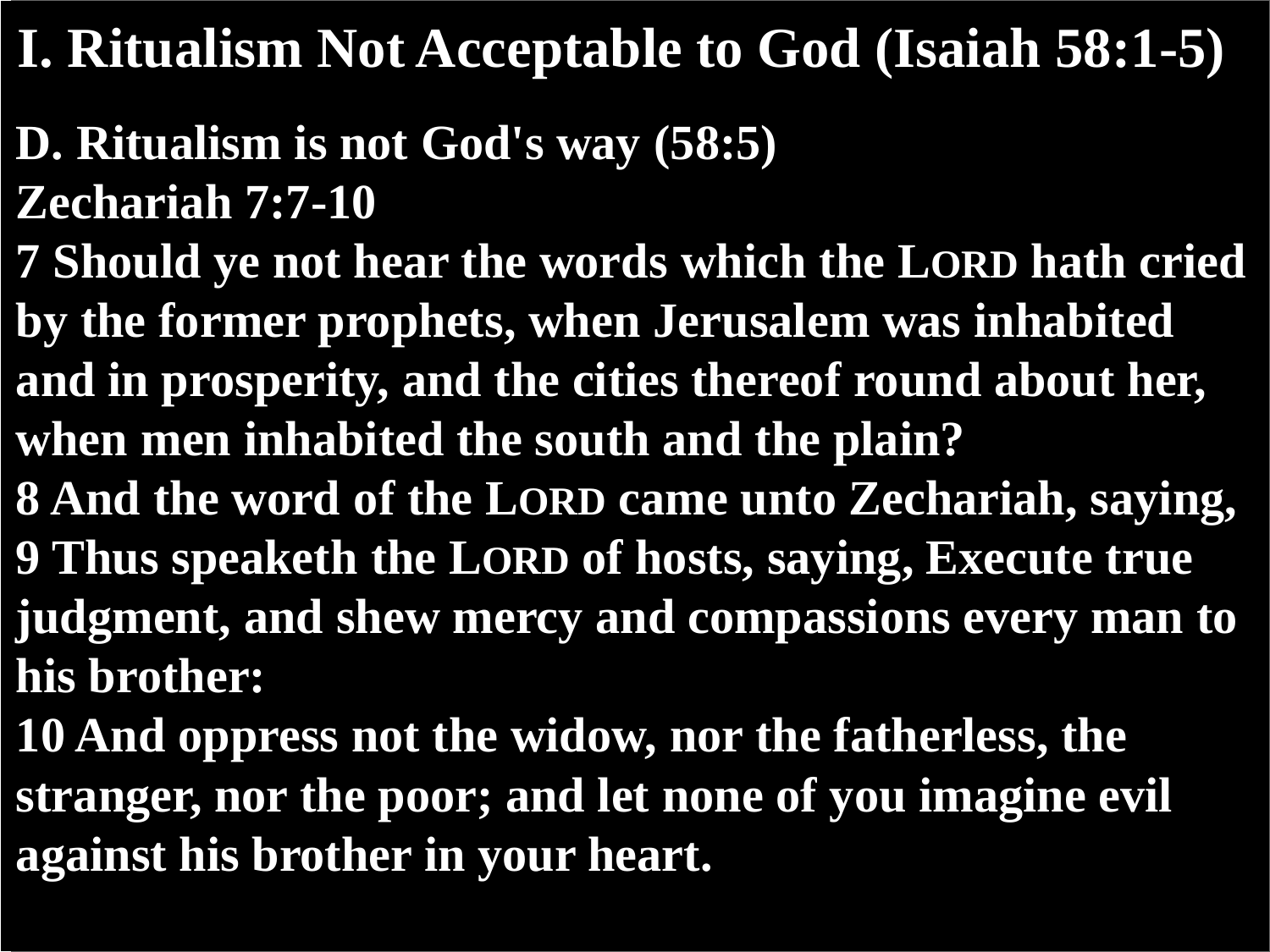# I. Ritualism Not Acceptable to God (Isaiah 58:1-5)

**D. Ritualism is not God's way (58:5)**

**Zechariah 7:7-10**

**7 Should ye not hear the words which the LORD hath cried by the former prophets, when Jerusalem was inhabited and in prosperity, and the cities thereof round about her, when men inhabited the south and the plain?**

**8 And the word of the LORD came unto Zechariah, saying,**

**9 Thus speaketh the LORD of hosts, saying, Execute true judgment, and shew mercy and compassions every man to his brother:**

**10 And oppress not the widow, nor the fatherless, the stranger, nor the poor; and let none of you imagine evil against his brother in your heart.**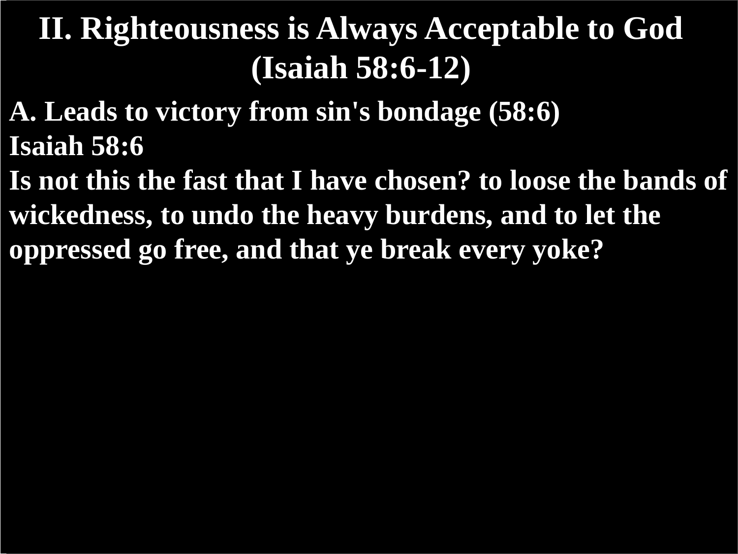# II. Righteousness is Always Acceptable to God (Isaiah 58:6-12)

**A. Leads to victory from sin's bondage (58:6)**

**Isaiah 58:6**

**Is not this the fast that I have chosen? to loose the bands of wickedness, to undo the heavy burdens, and to let the oppressed go free, and that ye break every yoke?**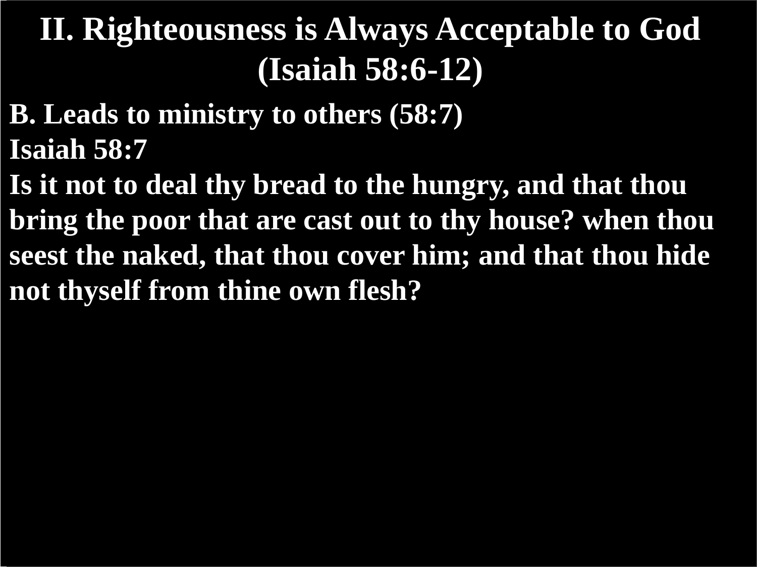# II. Righteousness is Always Acceptable to God (Isaiah 58:6-12)

**B. Leads to ministry to others (58:7)**

**Isaiah 58:7**

**Is it not to deal thy bread to the hungry, and that thou bring the poor that are cast out to thy house? when thou seest the naked, that thou cover him; and that thou hide not thyself from thine own flesh?**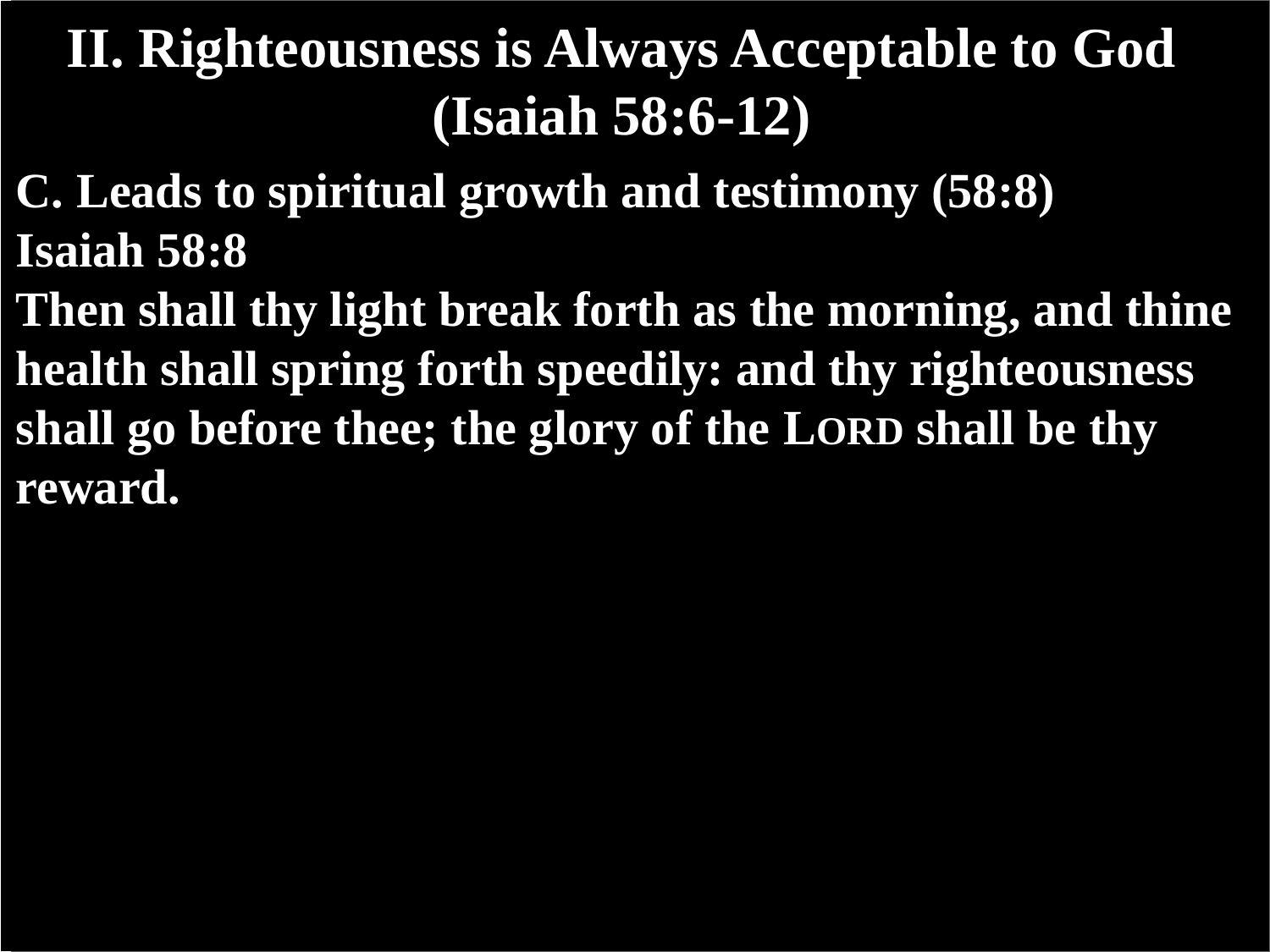# II. Righteousness is Always Acceptable to God (Isaiah 58:6-12)

**C. Leads to spiritual growth and testimony (58:8)**

**Isaiah 58:8**

**Then shall thy light break forth as the morning, and thine health shall spring forth speedily: and thy righteousness shall go before thee; the glory of the LORD shall be thy reward.**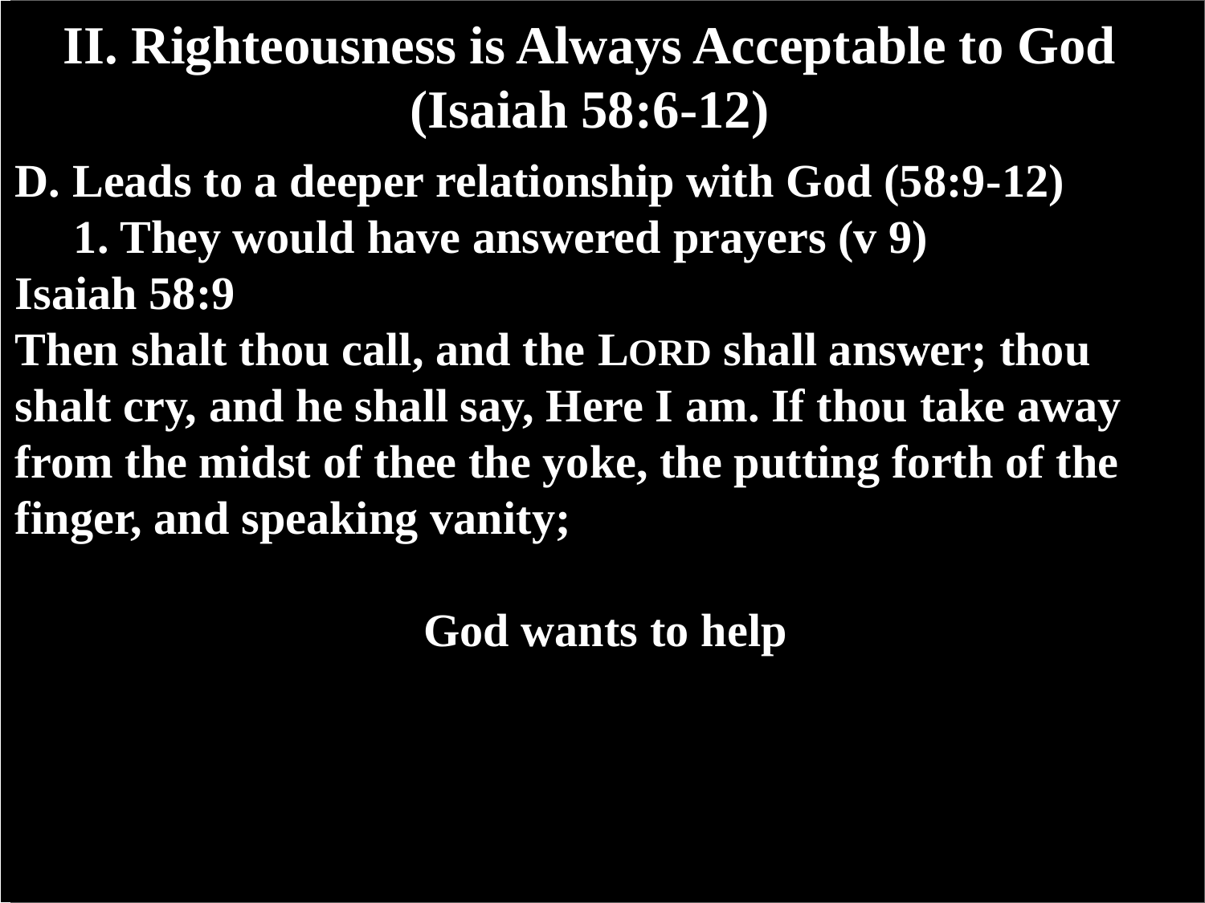# II. Righteousness is Always Acceptable to God (Isaiah 58:6-12)

**D. Leads to a deeper relationship with God (58:9-12)**

**1. They would have answered prayers (v 9)**

**Isaiah 58:9**

**Then shalt thou call, and the LORD shall answer; thou shalt cry, and he shall say, Here I am. If thou take away from the midst of thee the yoke, the putting forth of the finger, and speaking vanity;**

**God wants to help**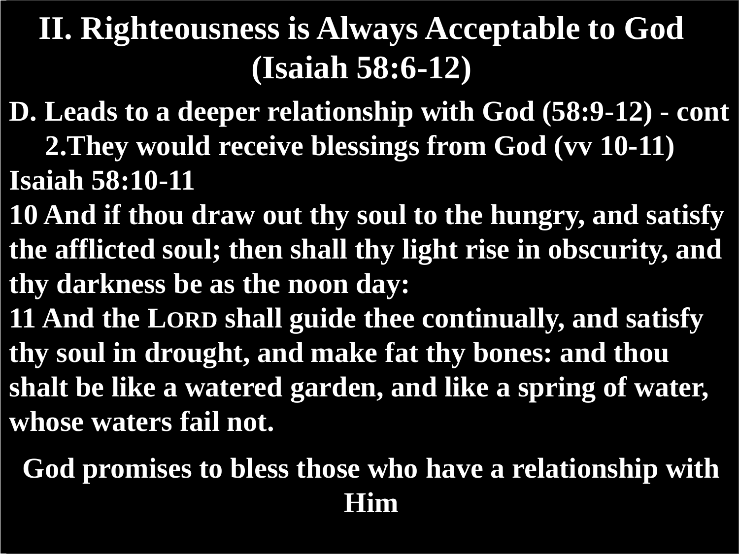# II. Righteousness is Always Acceptable to God (Isaiah 58:6-12)

**D. Leads to a deeper relationship with God (58:9-12) - cont**

**2. They would receive blessings from God (vv 10-11)**

**Isaiah 58:10-11**

**10 And if thou draw out thy soul to the hungry, and satisfy the afflicted soul; then shall thy light rise in obscurity, and thy darkness be as the noon day:**

**11 And the LORD shall guide thee continually, and satisfy thy soul in drought, and make fat thy bones: and thou shalt be like a watered garden, and like a spring of water, whose waters fail not.**

**God promises to bless those who have a relationship with Him**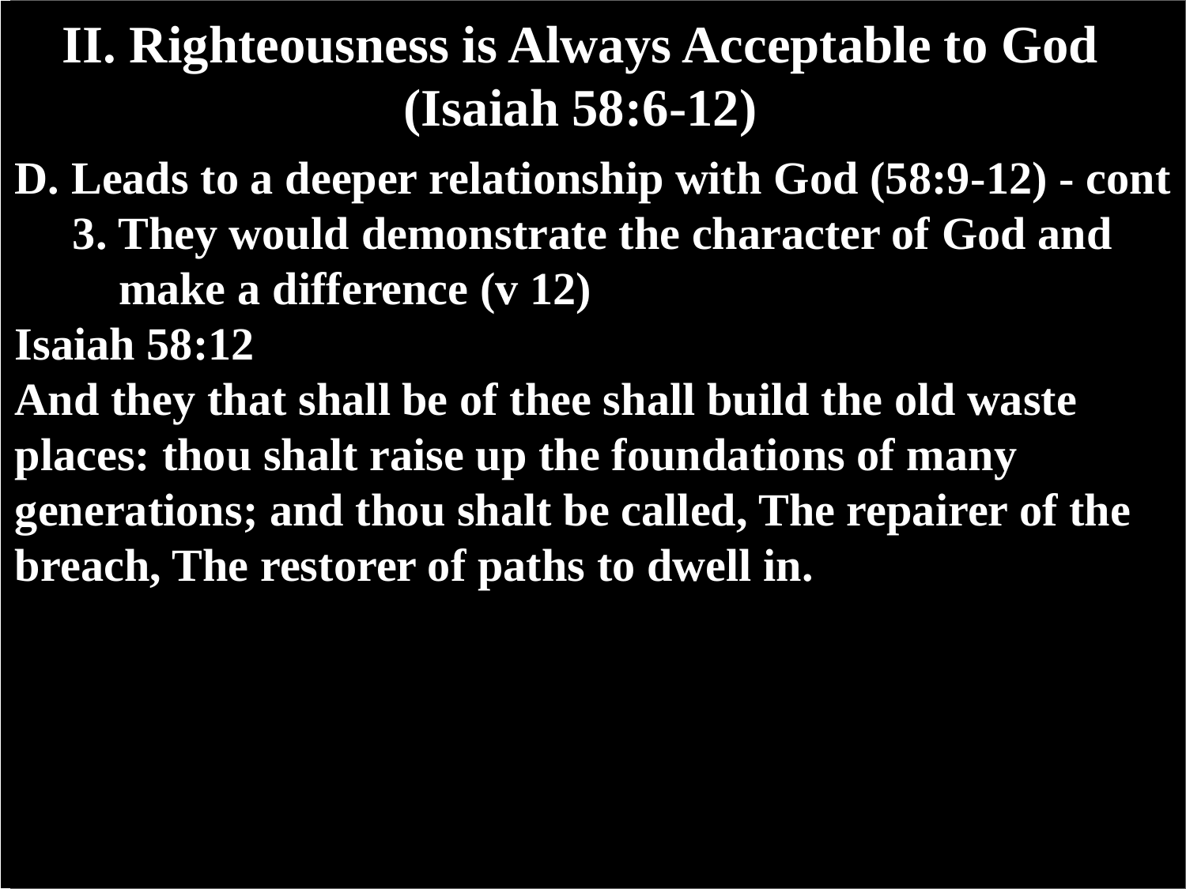# II. Righteousness is Always Acceptable to God (Isaiah 58:6-12)

**D. Leads to a deeper relationship with God (58:9-12) - cont**

**3. They would demonstrate the character of God and make a difference (v 12)**

**Isaiah 58:12**

**And they that shall be of thee shall build the old waste places: thou shalt raise up the foundations of many generations; and thou shalt be called, The repairer of the breach, The restorer of paths to dwell in.**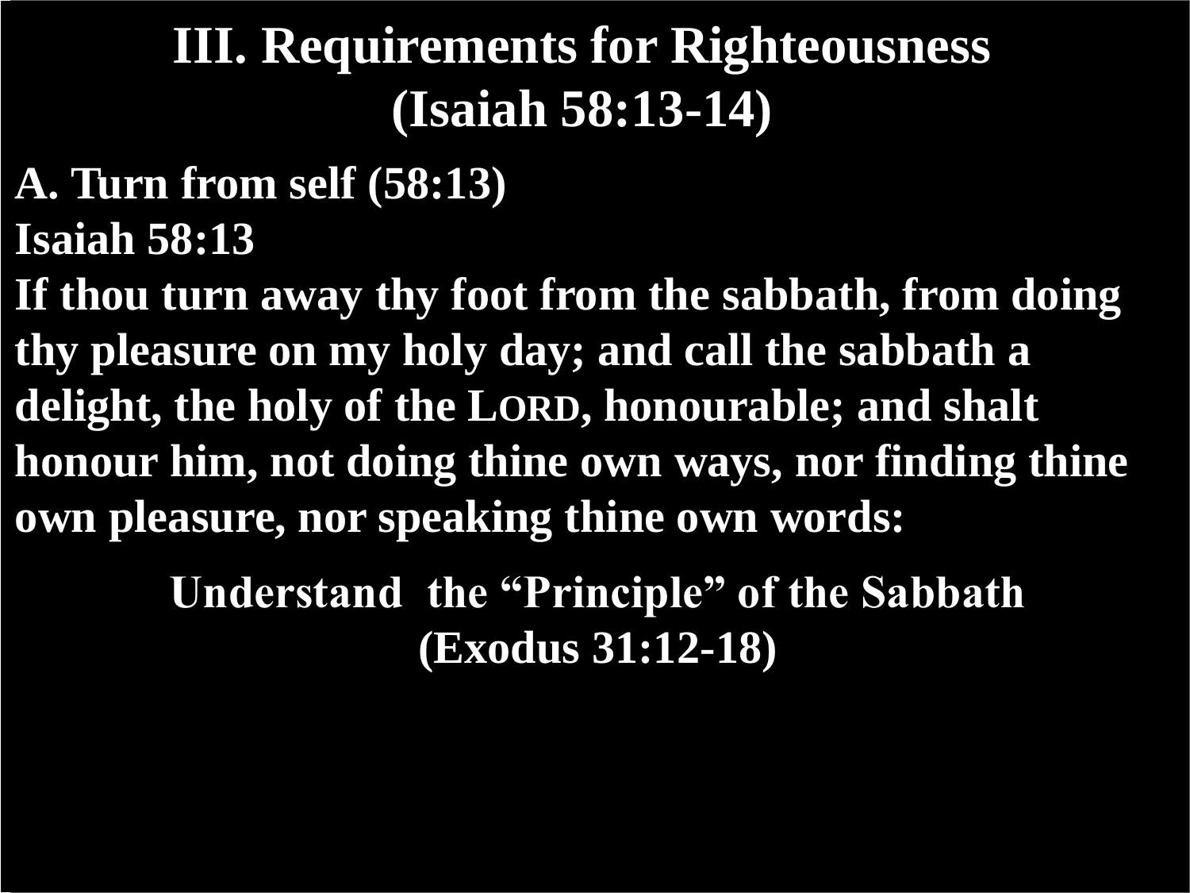# III. Requirements for Righteousness (Isaiah 58:13-14)

**A. Turn from self (58:13)**

**Isaiah 58:13**

**If thou turn away thy foot from the sabbath, from doing thy pleasure on my holy day; and call the sabbath a delight, the holy of the LORD, honourable; and shalt honour him, not doing thine own ways, nor finding thine own pleasure, nor speaking thine own words:**

**Understand the "Principle" of the Sabbath (Exodus 31:12-18)**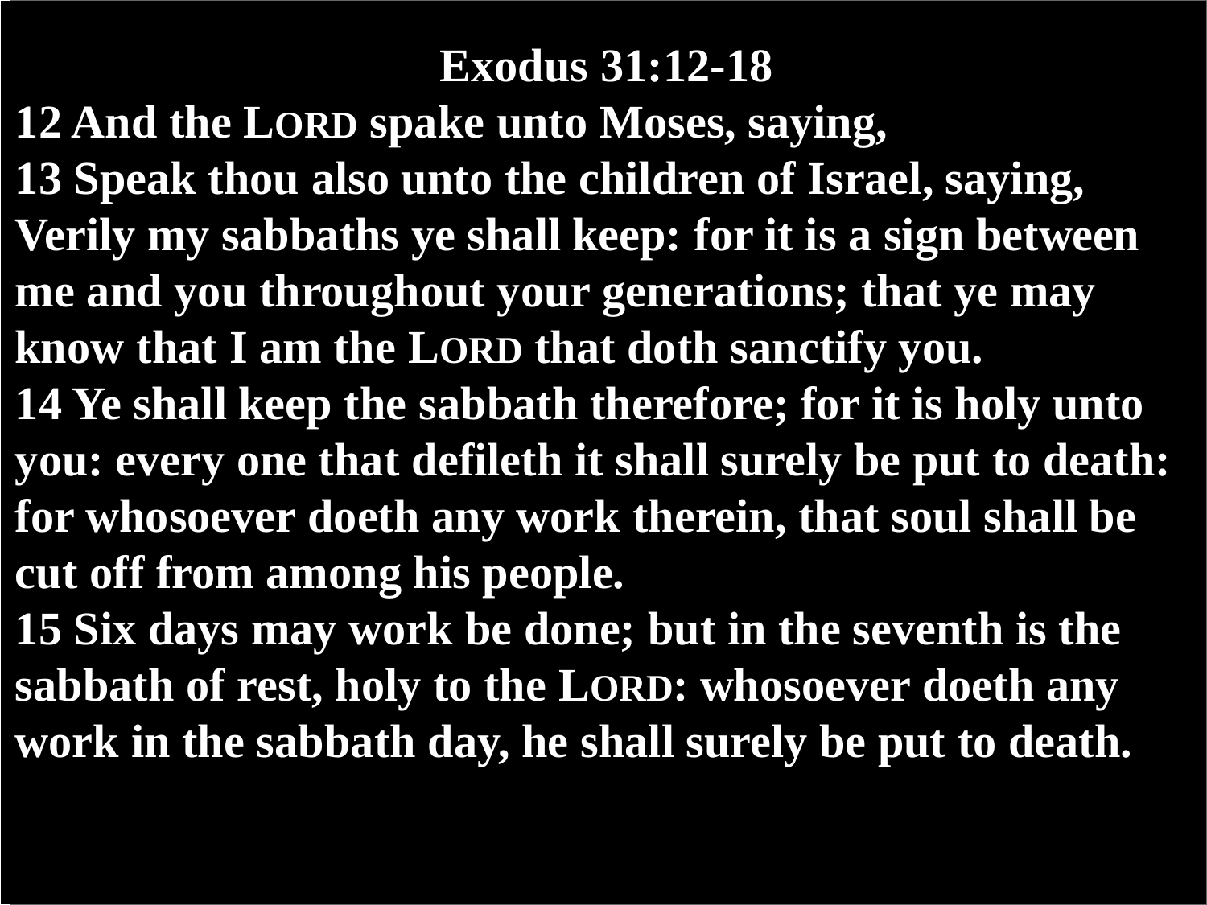**Exodus 31:12-18**

**12 And the LORD spake unto Moses, saying,**
**13 Speak thou also unto the children of Israel, saying, Verily my sabbaths ye shall keep: for it is a sign between me and you throughout your generations; that ye may know that I am the LORD that doth sanctify you.**
**14 Ye shall keep the sabbath therefore; for it is holy unto you: every one that defileth it shall surely be put to death: for whosoever doeth any work therein, that soul shall be cut off from among his people.**
**15 Six days may work be done; but in the seventh is the sabbath of rest, holy to the LORD: whosoever doeth any work in the sabbath day, he shall surely be put to death.**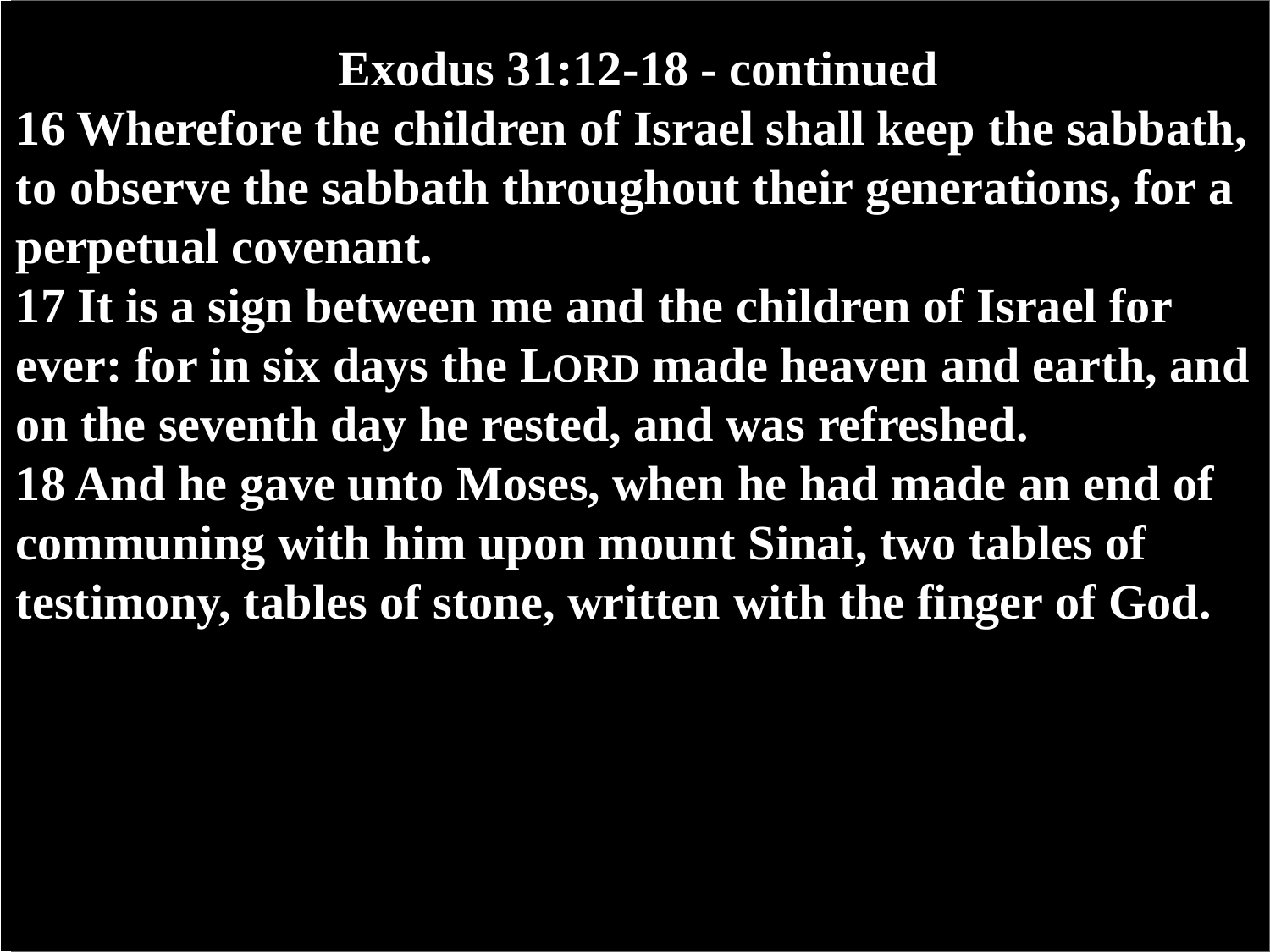**Exodus 31:12-18 - continued**

**16 Wherefore the children of Israel shall keep the sabbath, to observe the sabbath throughout their generations, for a perpetual covenant.**

**17 It is a sign between me and the children of Israel for ever: for in six days the LORD made heaven and earth, and on the seventh day he rested, and was refreshed.**

**18 And he gave unto Moses, when he had made an end of communing with him upon mount Sinai, two tables of testimony, tables of stone, written with the finger of God.**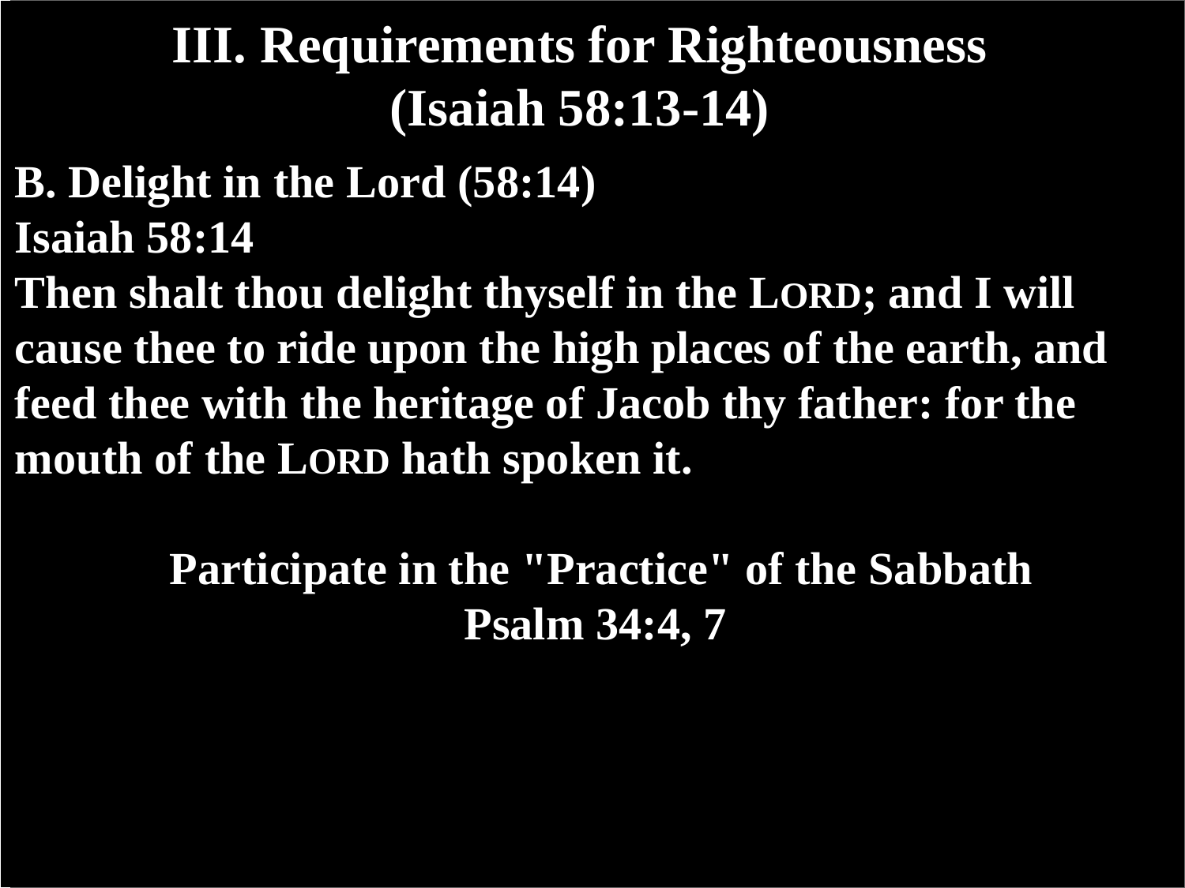# III. Requirements for Righteousness (Isaiah 58:13-14)

**B. Delight in the Lord (58:14)**

**Isaiah 58:14**

**Then shalt thou delight thyself in the LORD; and I will cause thee to ride upon the high places of the earth, and feed thee with the heritage of Jacob thy father: for the mouth of the LORD hath spoken it.**

**Participate in the "Practice" of the Sabbath**

**Psalm 34:4, 7**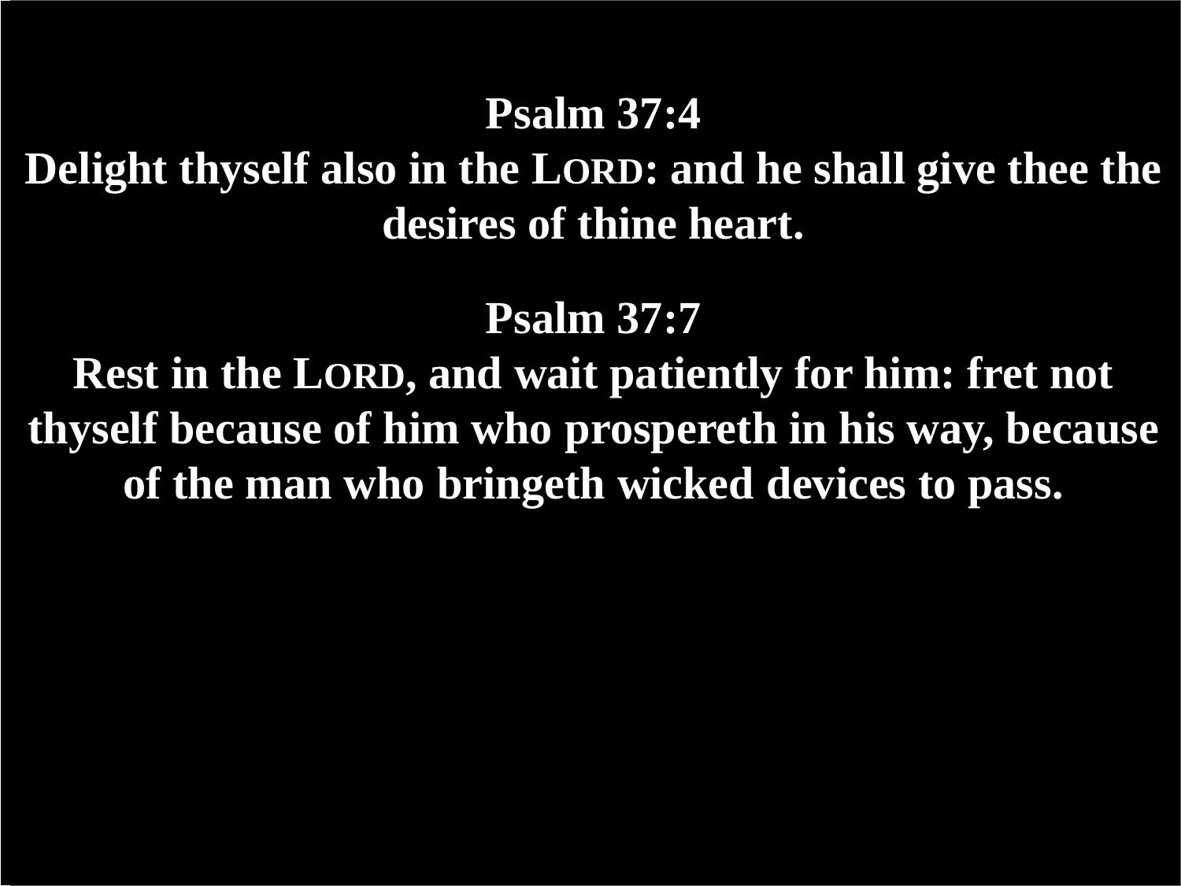**Psalm 37:4**

**Delight thyself also in the LORD: and he shall give thee the desires of thine heart.**

**Psalm 37:7**

**Rest in the LORD, and wait patiently for him: fret not thyself because of him who prospereth in his way, because of the man who bringeth wicked devices to pass.**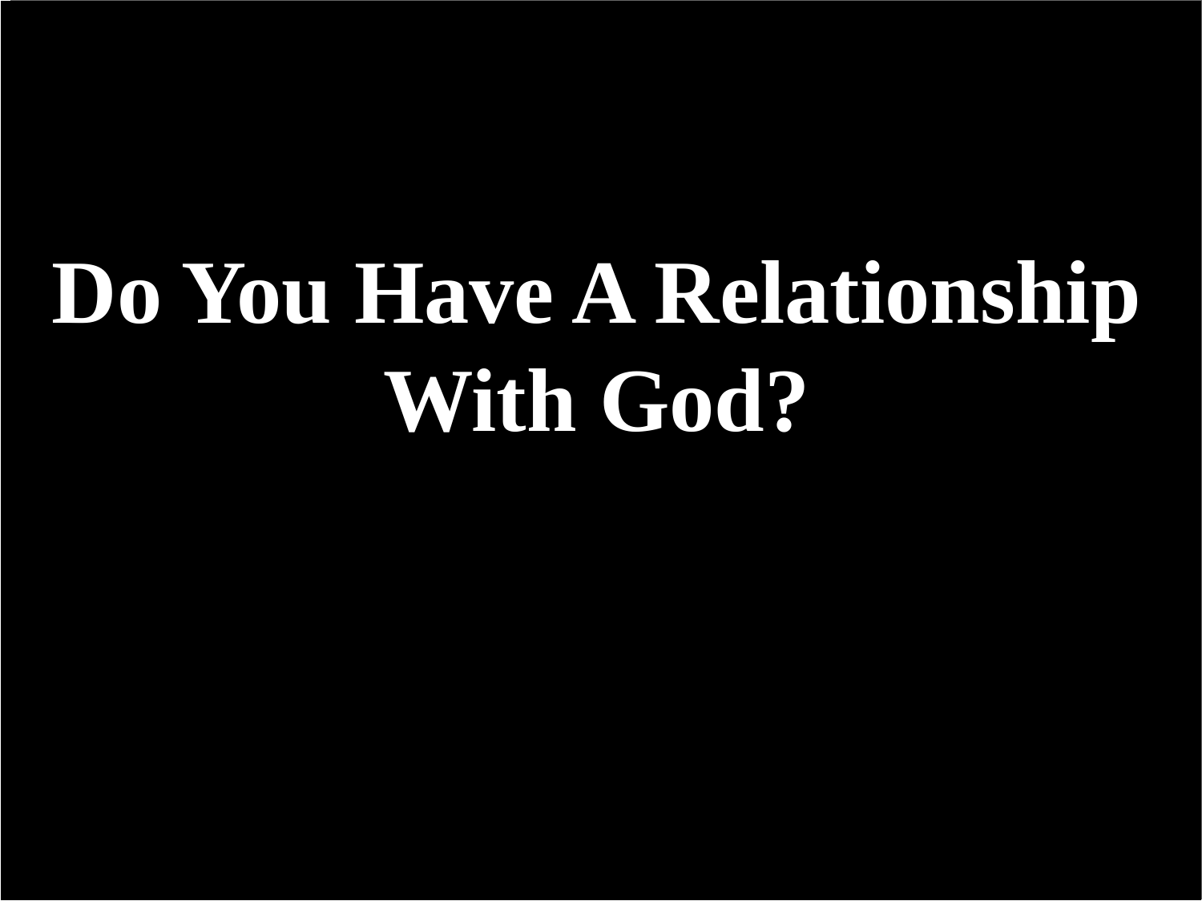# Do You Have A Relationship With God?